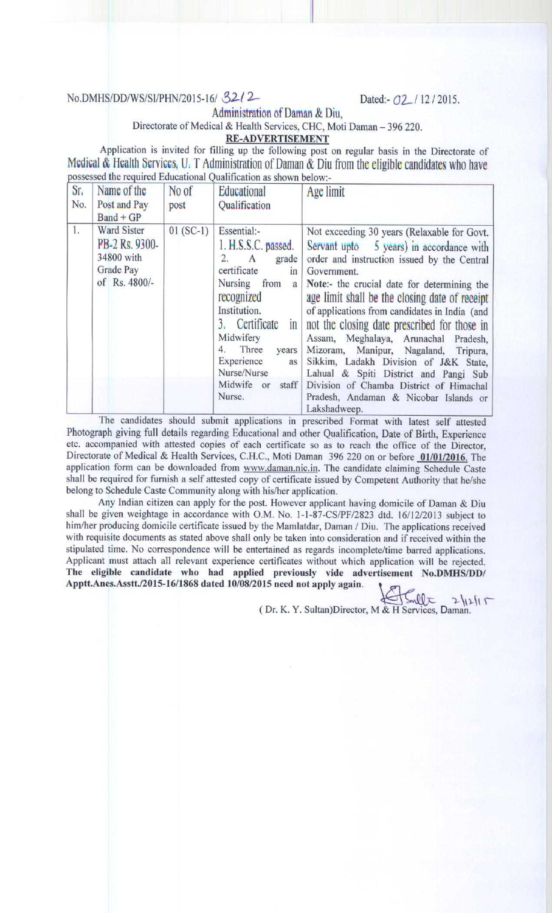No.DMHS/DD/WS/SI/PHN/2015-16/ 3212 Dated:- 02 / 12 / 2015.

Administration of Daman & Diu,

Directorate of Medical & Health Services, CHC, Moti Daman – 396 220.

**RE-ADVERTISEMENT**

Application is invited for filling up the following post on regular basis in the Directorate of Medical & Health Services, U. T Administration of Daman & Diu from the eligible candidates who have possessed the required Educational Qualification as shown below:-

| Sr. No. | Name of the Post and Pay Band + GP | No of post | Educational Qualification | Age limit |
|---|---|---|---|---|
| 1. | Ward Sister PB-2 Rs. 9300-34800 with Grade Pay of Rs. 4800/- | 01 (SC-1) | Essential:- 1. H.S.S.C. passed. 2. A grade certificate in Nursing from a recognized Institution. 3. Certificate in Midwifery 4. Three years Experience as Nurse/Nurse Midwife or staff Nurse. | Not exceeding 30 years (Relaxable for Govt. Servant upto 5 years) in accordance with order and instruction issued by the Central Government. Note:- the crucial date for determining the age limit shall be the closing date of receipt of applications from candidates in India (and not the closing date prescribed for those in Assam, Meghalaya, Arunachal Pradesh, Mizoram, Manipur, Nagaland, Tripura, Sikkim, Ladakh Division of J&K State, Lahual & Spiti District and Pangi Sub Division of Chamba District of Himachal Pradesh, Andaman & Nicobar Islands or Lakshadweep. |

The candidates should submit applications in prescribed Format with latest self attested Photograph giving full details regarding Educational and other Qualification, Date of Birth, Experience etc. accompanied with attested copies of each certificate so as to reach the office of the Director, Directorate of Medical & Health Services, C.H.C., Moti Daman 396 220 on or before **01/01/2016.** The application form can be downloaded from www.daman.nic.in. The candidate claiming Schedule Caste shall be required for furnish a self attested copy of certificate issued by Competent Authority that he/she belong to Schedule Caste Community along with his/her application.

Any Indian citizen can apply for the post. However applicant having domicile of Daman & Diu shall be given weightage in accordance with O.M. No. 1-1-87-CS/PF/2823 dtd. 16/12/2013 subject to him/her producing domicile certificate issued by the Mamlatdar, Daman / Diu. The applications received with requisite documents as stated above shall only be taken into consideration and if received within the stipulated time. No correspondence will be entertained as regards incomplete/time barred applications. Applicant must attach all relevant experience certificates without which application will be rejected. **The eligible candidate who had applied previously vide advertisement No.DMHS/DD/Apptt.Anes.Asstt./2015-16/1868 dated 10/08/2015 need not apply again.**

2/12/15

( Dr. K. Y. Sultan)Director, M & H Services, Daman.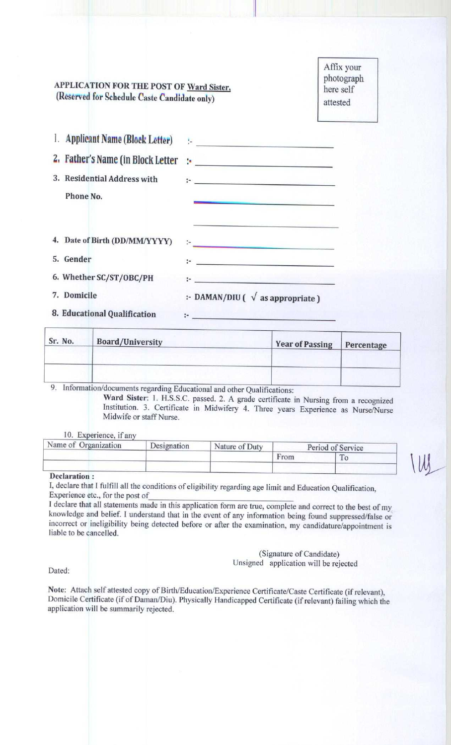Affix your photograph here self attested

**APPLICATION FOR THE POST OF Ward Sister,**
**(Reserved for Schedule Caste Candidate only)**

1. **Applicant Name (Block Letter)** :- ______________________
2. **Father's Name (in Block Letter** :- ______________________
3. **Residential Address with Phone No.** :- ______________________
4. **Date of Birth (DD/MM/YYYY)** :- ______________________
5. **Gender** :- ______________________
6. **Whether SC/ST/OBC/PH** :- ______________________
7. **Domicile** :- **DAMAN/DIU ( √ as appropriate )**
8. **Educational Qualification** :- ______________________

| Sr. No. | Board/University | Year of Passing | Percentage |
|---|---|---|---|
| | | | |
| | | | |

9. Information/documents regarding Educational and other Qualifications:
   **Ward Sister:** 1. H.S.S.C. passed. 2. A grade certificate in Nursing from a recognized Institution. 3. Certificate in Midwifery 4. Three years Experience as Nurse/Nurse Midwife or staff Nurse.

10. Experience, if any

| Name of Organization | Designation | Nature of Duty | Period of Service | |
|---|---|---|---|---|
| | | | From | To |
| | | | | |

**Declaration :**
I, declare that I fulfill all the conditions of eligibility regarding age limit and Education Qualification, Experience etc., for the post of______________________
I declare that all statements made in this application form are true, complete and correct to the best of my knowledge and belief. I understand that in the event of any information being found suppressed/false or incorrect or ineligibility being detected before or after the examination, my candidature/appointment is liable to be cancelled.

(Signature of Candidate)
Unsigned application will be rejected

Dated:

**Note:** Attach self attested copy of Birth/Education/Experience Certificate/Caste Certificate (if relevant), Domicile Certificate (if of Daman/Diu). Physically Handicapped Certificate (if relevant) failing which the application will be summarily rejected.